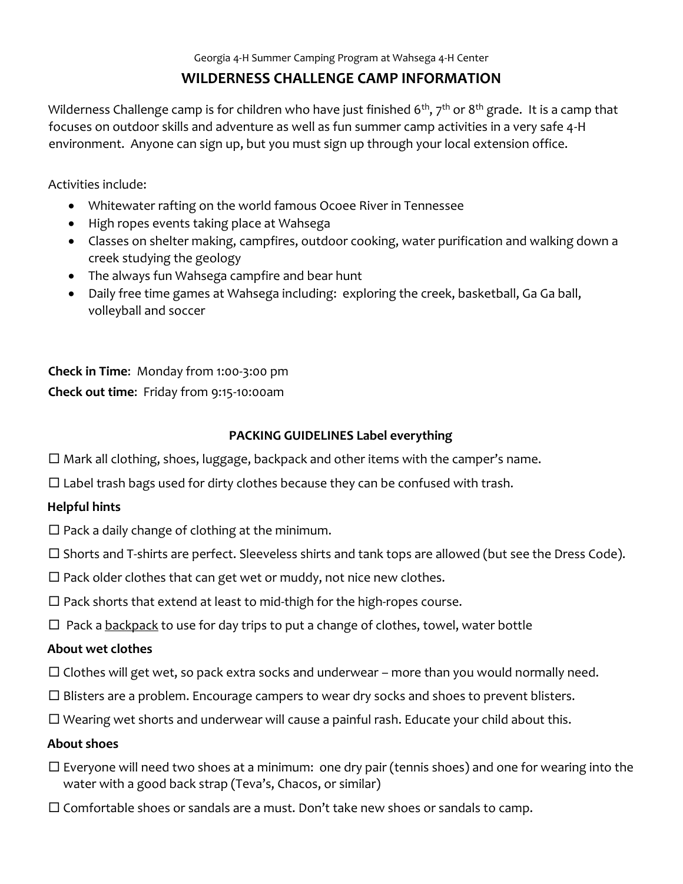Georgia 4-H Summer Camping Program at Wahsega 4-H Center

# WILDERNESS CHALLENGE CAMP INFORMATION

Wilderness Challenge camp is for children who have just finished 6th, 7th or 8th grade. It is a camp that focuses on outdoor skills and adventure as well as fun summer camp activities in a very safe 4-H environment. Anyone can sign up, but you must sign up through your local extension office.

Activities include:

- Whitewater rafting on the world famous Ocoee River in Tennessee
- High ropes events taking place at Wahsega
- Classes on shelter making, campfires, outdoor cooking, water purification and walking down a creek studying the geology
- The always fun Wahsega campfire and bear hunt
- Daily free time games at Wahsega including: exploring the creek, basketball, Ga Ga ball, volleyball and soccer

**Check in Time**: Monday from 1:00-3:00 pm

**Check out time**: Friday from 9:15-10:00am

## PACKING GUIDELINES Label everything

☐ Mark all clothing, shoes, luggage, backpack and other items with the camper's name.

☐ Label trash bags used for dirty clothes because they can be confused with trash.

### Helpful hints

☐ Pack a daily change of clothing at the minimum.

☐ Shorts and T-shirts are perfect. Sleeveless shirts and tank tops are allowed (but see the Dress Code).

☐ Pack older clothes that can get wet or muddy, not nice new clothes.

☐ Pack shorts that extend at least to mid-thigh for the high-ropes course.

☐ Pack a <u>backpack</u> to use for day trips to put a change of clothes, towel, water bottle

### About wet clothes

☐ Clothes will get wet, so pack extra socks and underwear – more than you would normally need.

☐ Blisters are a problem. Encourage campers to wear dry socks and shoes to prevent blisters.

☐ Wearing wet shorts and underwear will cause a painful rash. Educate your child about this.

### About shoes

☐ Everyone will need two shoes at a minimum: one dry pair (tennis shoes) and one for wearing into the water with a good back strap (Teva's, Chacos, or similar)

☐ Comfortable shoes or sandals are a must. Don't take new shoes or sandals to camp.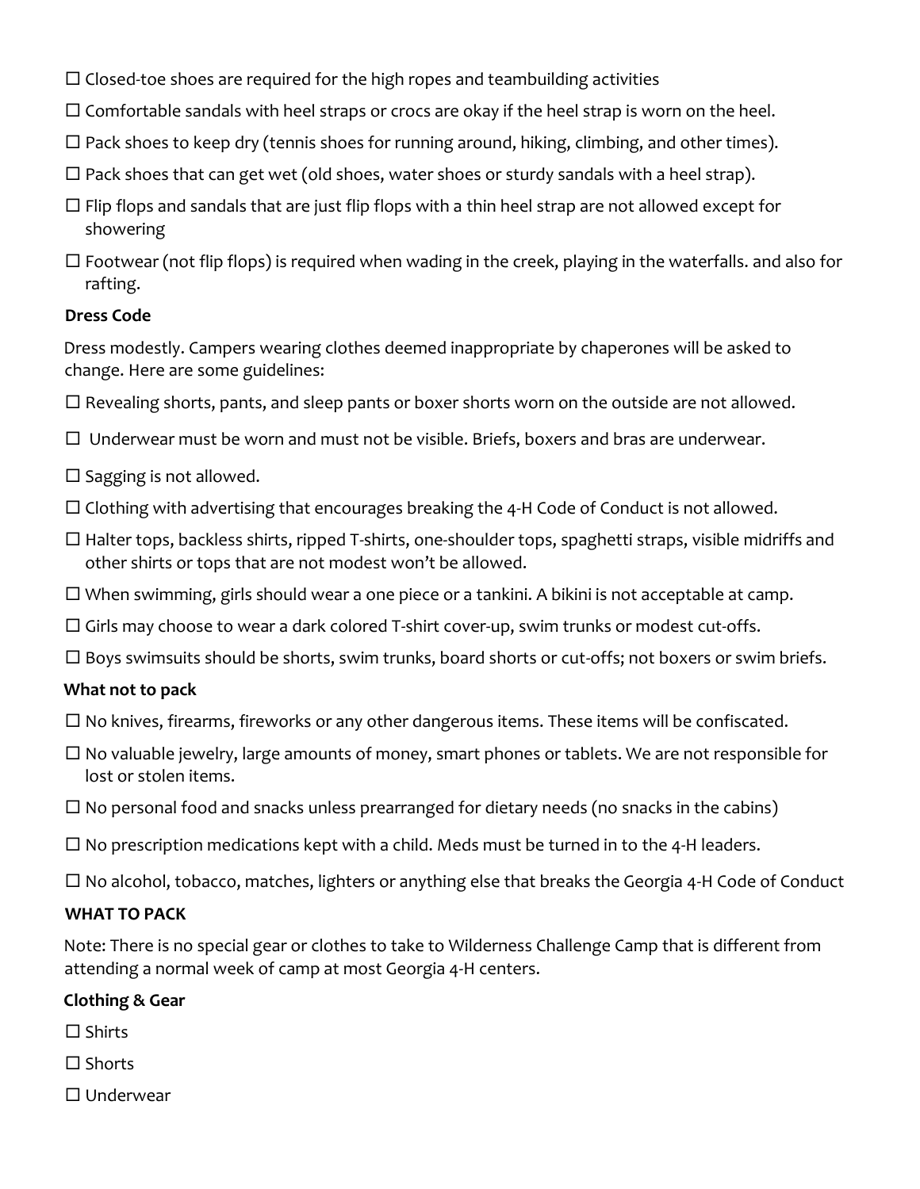- ☐ Closed-toe shoes are required for the high ropes and teambuilding activities
- ☐ Comfortable sandals with heel straps or crocs are okay if the heel strap is worn on the heel.
- ☐ Pack shoes to keep dry (tennis shoes for running around, hiking, climbing, and other times).
- ☐ Pack shoes that can get wet (old shoes, water shoes or sturdy sandals with a heel strap).
- ☐ Flip flops and sandals that are just flip flops with a thin heel strap are not allowed except for showering
- ☐ Footwear (not flip flops) is required when wading in the creek, playing in the waterfalls. and also for rafting.

**Dress Code**

Dress modestly. Campers wearing clothes deemed inappropriate by chaperones will be asked to change. Here are some guidelines:

- ☐ Revealing shorts, pants, and sleep pants or boxer shorts worn on the outside are not allowed.
- ☐ Underwear must be worn and must not be visible. Briefs, boxers and bras are underwear.
- ☐ Sagging is not allowed.
- ☐ Clothing with advertising that encourages breaking the 4-H Code of Conduct is not allowed.
- ☐ Halter tops, backless shirts, ripped T-shirts, one-shoulder tops, spaghetti straps, visible midriffs and other shirts or tops that are not modest won't be allowed.
- ☐ When swimming, girls should wear a one piece or a tankini. A bikini is not acceptable at camp.
- ☐ Girls may choose to wear a dark colored T-shirt cover-up, swim trunks or modest cut-offs.
- ☐ Boys swimsuits should be shorts, swim trunks, board shorts or cut-offs; not boxers or swim briefs.

**What not to pack**

- ☐ No knives, firearms, fireworks or any other dangerous items. These items will be confiscated.
- ☐ No valuable jewelry, large amounts of money, smart phones or tablets. We are not responsible for lost or stolen items.
- ☐ No personal food and snacks unless prearranged for dietary needs (no snacks in the cabins)
- ☐ No prescription medications kept with a child. Meds must be turned in to the 4-H leaders.
- ☐ No alcohol, tobacco, matches, lighters or anything else that breaks the Georgia 4-H Code of Conduct

**WHAT TO PACK**

Note: There is no special gear or clothes to take to Wilderness Challenge Camp that is different from attending a normal week of camp at most Georgia 4-H centers.

**Clothing & Gear**

- ☐ Shirts
- ☐ Shorts
- ☐ Underwear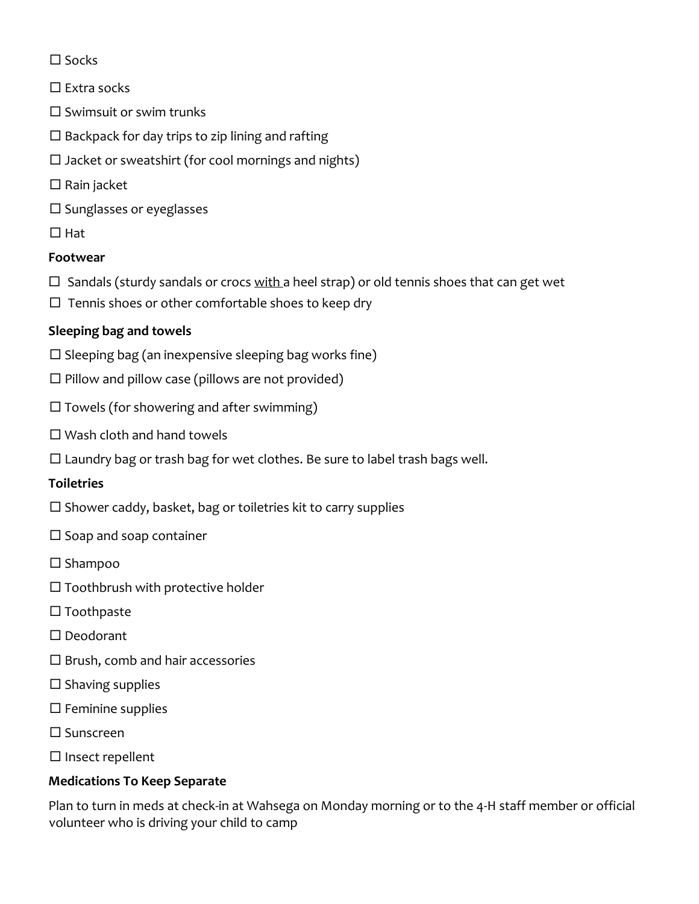☐ Socks

☐ Extra socks

☐ Swimsuit or swim trunks

☐ Backpack for day trips to zip lining and rafting

☐ Jacket or sweatshirt (for cool mornings and nights)

☐ Rain jacket

☐ Sunglasses or eyeglasses

☐ Hat

**Footwear**

☐ Sandals (sturdy sandals or crocs <u>with</u> a heel strap) or old tennis shoes that can get wet

☐ Tennis shoes or other comfortable shoes to keep dry

**Sleeping bag and towels**

☐ Sleeping bag (an inexpensive sleeping bag works fine)

☐ Pillow and pillow case (pillows are not provided)

☐ Towels (for showering and after swimming)

☐ Wash cloth and hand towels

☐ Laundry bag or trash bag for wet clothes. Be sure to label trash bags well.

**Toiletries**

☐ Shower caddy, basket, bag or toiletries kit to carry supplies

☐ Soap and soap container

☐ Shampoo

☐ Toothbrush with protective holder

☐ Toothpaste

☐ Deodorant

☐ Brush, comb and hair accessories

☐ Shaving supplies

☐ Feminine supplies

☐ Sunscreen

☐ Insect repellent

**Medications To Keep Separate**

Plan to turn in meds at check-in at Wahsega on Monday morning or to the 4-H staff member or official volunteer who is driving your child to camp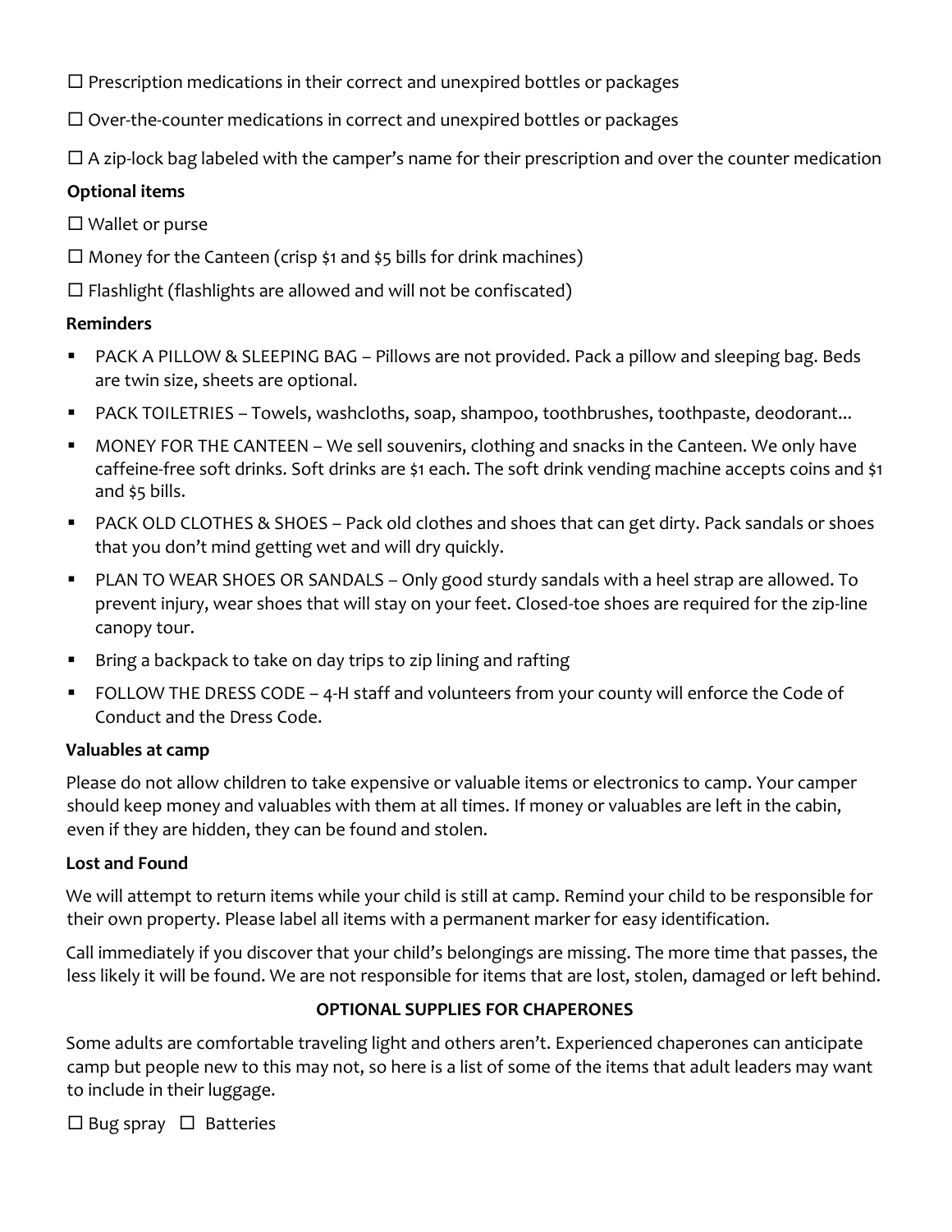☐ Prescription medications in their correct and unexpired bottles or packages

☐ Over-the-counter medications in correct and unexpired bottles or packages

☐ A zip-lock bag labeled with the camper's name for their prescription and over the counter medication

**Optional items**

☐ Wallet or purse

☐ Money for the Canteen (crisp $1 and $5 bills for drink machines)

☐ Flashlight (flashlights are allowed and will not be confiscated)

**Reminders**

- PACK A PILLOW & SLEEPING BAG – Pillows are not provided. Pack a pillow and sleeping bag. Beds are twin size, sheets are optional.
- PACK TOILETRIES – Towels, washcloths, soap, shampoo, toothbrushes, toothpaste, deodorant...
- MONEY FOR THE CANTEEN – We sell souvenirs, clothing and snacks in the Canteen. We only have caffeine-free soft drinks. Soft drinks are $1 each. The soft drink vending machine accepts coins and $1 and $5 bills.
- PACK OLD CLOTHES & SHOES – Pack old clothes and shoes that can get dirty. Pack sandals or shoes that you don't mind getting wet and will dry quickly.
- PLAN TO WEAR SHOES OR SANDALS – Only good sturdy sandals with a heel strap are allowed. To prevent injury, wear shoes that will stay on your feet. Closed-toe shoes are required for the zip-line canopy tour.
- Bring a backpack to take on day trips to zip lining and rafting
- FOLLOW THE DRESS CODE – 4-H staff and volunteers from your county will enforce the Code of Conduct and the Dress Code.

**Valuables at camp**

Please do not allow children to take expensive or valuable items or electronics to camp. Your camper should keep money and valuables with them at all times. If money or valuables are left in the cabin, even if they are hidden, they can be found and stolen.

**Lost and Found**

We will attempt to return items while your child is still at camp. Remind your child to be responsible for their own property. Please label all items with a permanent marker for easy identification.

Call immediately if you discover that your child's belongings are missing. The more time that passes, the less likely it will be found. We are not responsible for items that are lost, stolen, damaged or left behind.

**OPTIONAL SUPPLIES FOR CHAPERONES**

Some adults are comfortable traveling light and others aren't. Experienced chaperones can anticipate camp but people new to this may not, so here is a list of some of the items that adult leaders may want to include in their luggage.

☐ Bug spray ☐ Batteries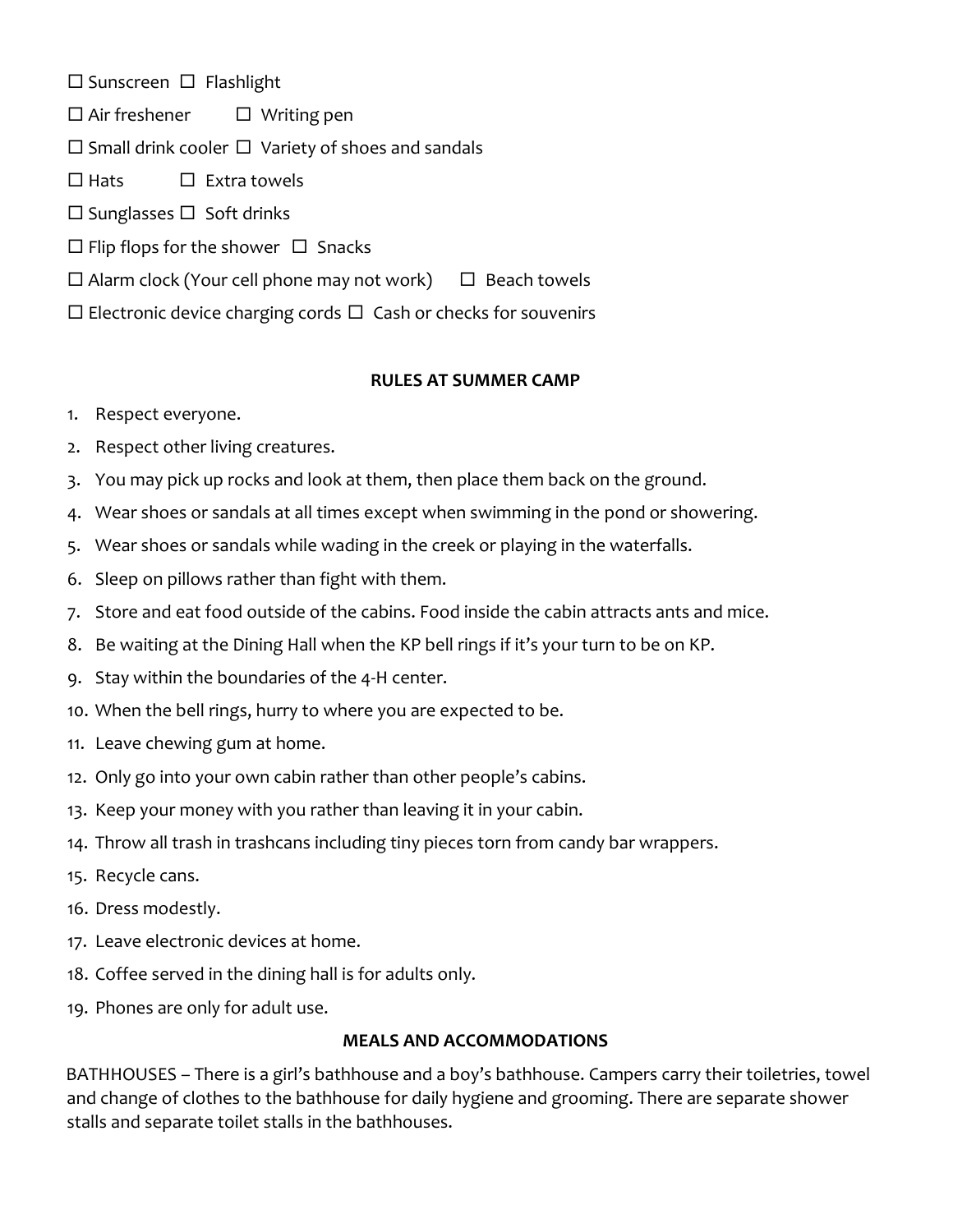☐ Sunscreen ☐ Flashlight

☐ Air freshener ☐ Writing pen

☐ Small drink cooler ☐ Variety of shoes and sandals

☐ Hats ☐ Extra towels

☐ Sunglasses ☐ Soft drinks

☐ Flip flops for the shower ☐ Snacks

☐ Alarm clock (Your cell phone may not work) ☐ Beach towels

☐ Electronic device charging cords ☐ Cash or checks for souvenirs

**RULES AT SUMMER CAMP**

1. Respect everyone.
2. Respect other living creatures.
3. You may pick up rocks and look at them, then place them back on the ground.
4. Wear shoes or sandals at all times except when swimming in the pond or showering.
5. Wear shoes or sandals while wading in the creek or playing in the waterfalls.
6. Sleep on pillows rather than fight with them.
7. Store and eat food outside of the cabins. Food inside the cabin attracts ants and mice.
8. Be waiting at the Dining Hall when the KP bell rings if it's your turn to be on KP.
9. Stay within the boundaries of the 4-H center.
10. When the bell rings, hurry to where you are expected to be.
11. Leave chewing gum at home.
12. Only go into your own cabin rather than other people's cabins.
13. Keep your money with you rather than leaving it in your cabin.
14. Throw all trash in trashcans including tiny pieces torn from candy bar wrappers.
15. Recycle cans.
16. Dress modestly.
17. Leave electronic devices at home.
18. Coffee served in the dining hall is for adults only.
19. Phones are only for adult use.

**MEALS AND ACCOMMODATIONS**

BATHHOUSES – There is a girl's bathhouse and a boy's bathhouse. Campers carry their toiletries, towel and change of clothes to the bathhouse for daily hygiene and grooming. There are separate shower stalls and separate toilet stalls in the bathhouses.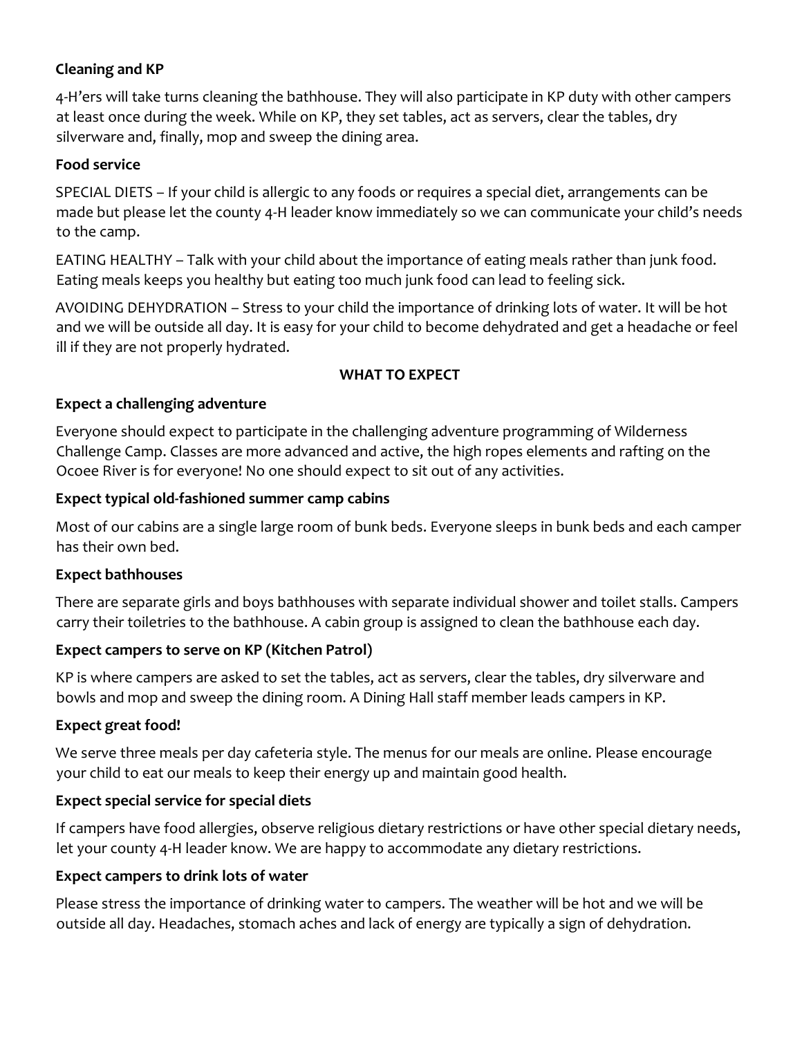**Cleaning and KP**

4-H'ers will take turns cleaning the bathhouse. They will also participate in KP duty with other campers at least once during the week. While on KP, they set tables, act as servers, clear the tables, dry silverware and, finally, mop and sweep the dining area.

**Food service**

SPECIAL DIETS – If your child is allergic to any foods or requires a special diet, arrangements can be made but please let the county 4-H leader know immediately so we can communicate your child's needs to the camp.

EATING HEALTHY – Talk with your child about the importance of eating meals rather than junk food. Eating meals keeps you healthy but eating too much junk food can lead to feeling sick.

AVOIDING DEHYDRATION – Stress to your child the importance of drinking lots of water. It will be hot and we will be outside all day. It is easy for your child to become dehydrated and get a headache or feel ill if they are not properly hydrated.

## WHAT TO EXPECT

**Expect a challenging adventure**

Everyone should expect to participate in the challenging adventure programming of Wilderness Challenge Camp. Classes are more advanced and active, the high ropes elements and rafting on the Ocoee River is for everyone! No one should expect to sit out of any activities.

**Expect typical old-fashioned summer camp cabins**

Most of our cabins are a single large room of bunk beds. Everyone sleeps in bunk beds and each camper has their own bed.

**Expect bathhouses**

There are separate girls and boys bathhouses with separate individual shower and toilet stalls. Campers carry their toiletries to the bathhouse. A cabin group is assigned to clean the bathhouse each day.

**Expect campers to serve on KP (Kitchen Patrol)**

KP is where campers are asked to set the tables, act as servers, clear the tables, dry silverware and bowls and mop and sweep the dining room. A Dining Hall staff member leads campers in KP.

**Expect great food!**

We serve three meals per day cafeteria style. The menus for our meals are online. Please encourage your child to eat our meals to keep their energy up and maintain good health.

**Expect special service for special diets**

If campers have food allergies, observe religious dietary restrictions or have other special dietary needs, let your county 4-H leader know. We are happy to accommodate any dietary restrictions.

**Expect campers to drink lots of water**

Please stress the importance of drinking water to campers. The weather will be hot and we will be outside all day. Headaches, stomach aches and lack of energy are typically a sign of dehydration.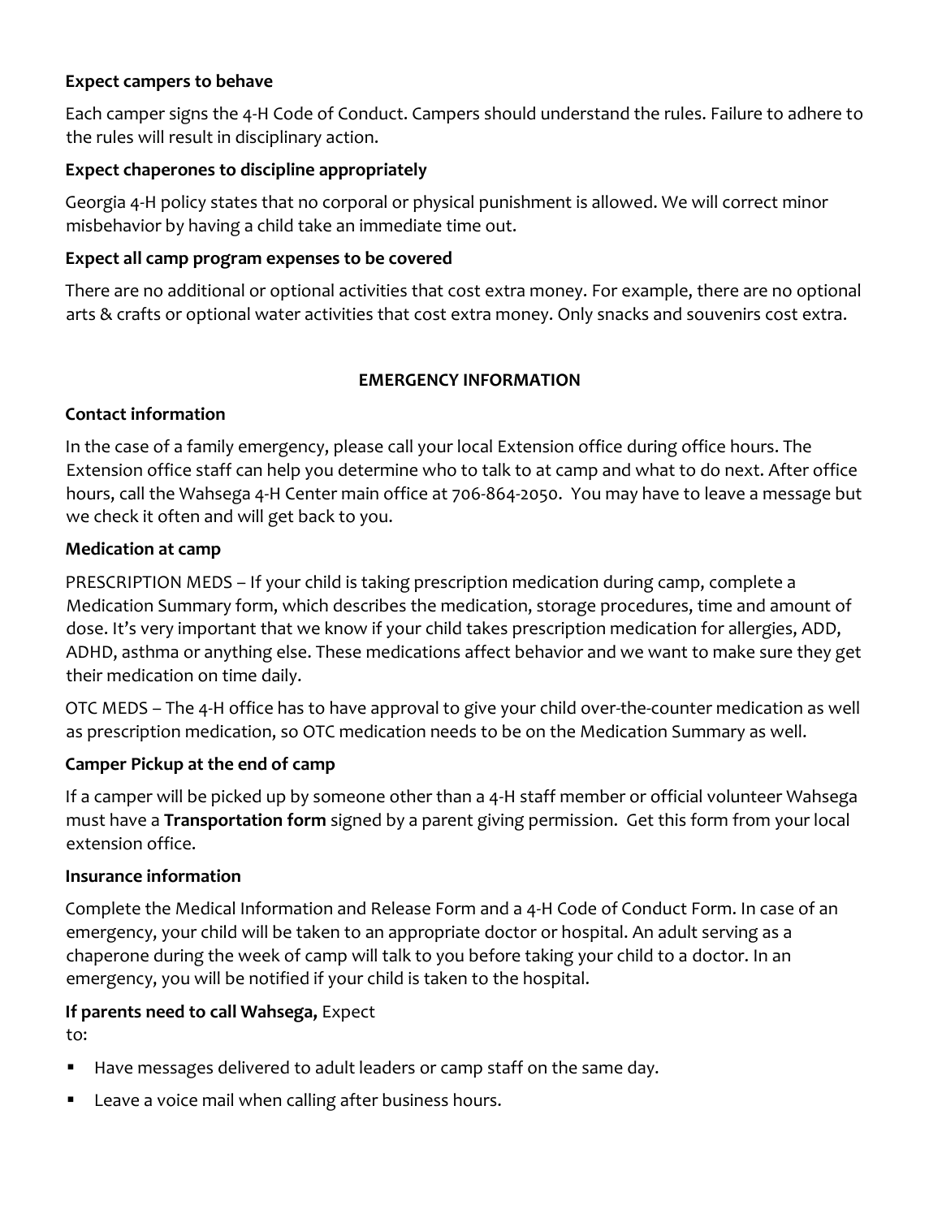**Expect campers to behave**

Each camper signs the 4-H Code of Conduct. Campers should understand the rules. Failure to adhere to the rules will result in disciplinary action.

**Expect chaperones to discipline appropriately**

Georgia 4-H policy states that no corporal or physical punishment is allowed. We will correct minor misbehavior by having a child take an immediate time out.

**Expect all camp program expenses to be covered**

There are no additional or optional activities that cost extra money. For example, there are no optional arts & crafts or optional water activities that cost extra money. Only snacks and souvenirs cost extra.

## EMERGENCY INFORMATION

**Contact information**

In the case of a family emergency, please call your local Extension office during office hours. The Extension office staff can help you determine who to talk to at camp and what to do next. After office hours, call the Wahsega 4-H Center main office at 706-864-2050. You may have to leave a message but we check it often and will get back to you.

**Medication at camp**

PRESCRIPTION MEDS – If your child is taking prescription medication during camp, complete a Medication Summary form, which describes the medication, storage procedures, time and amount of dose. It's very important that we know if your child takes prescription medication for allergies, ADD, ADHD, asthma or anything else. These medications affect behavior and we want to make sure they get their medication on time daily.

OTC MEDS – The 4-H office has to have approval to give your child over-the-counter medication as well as prescription medication, so OTC medication needs to be on the Medication Summary as well.

**Camper Pickup at the end of camp**

If a camper will be picked up by someone other than a 4-H staff member or official volunteer Wahsega must have a **Transportation form** signed by a parent giving permission. Get this form from your local extension office.

**Insurance information**

Complete the Medical Information and Release Form and a 4-H Code of Conduct Form. In case of an emergency, your child will be taken to an appropriate doctor or hospital. An adult serving as a chaperone during the week of camp will talk to you before taking your child to a doctor. In an emergency, you will be notified if your child is taken to the hospital.

**If parents need to call Wahsega,** Expect to:

- Have messages delivered to adult leaders or camp staff on the same day.
- Leave a voice mail when calling after business hours.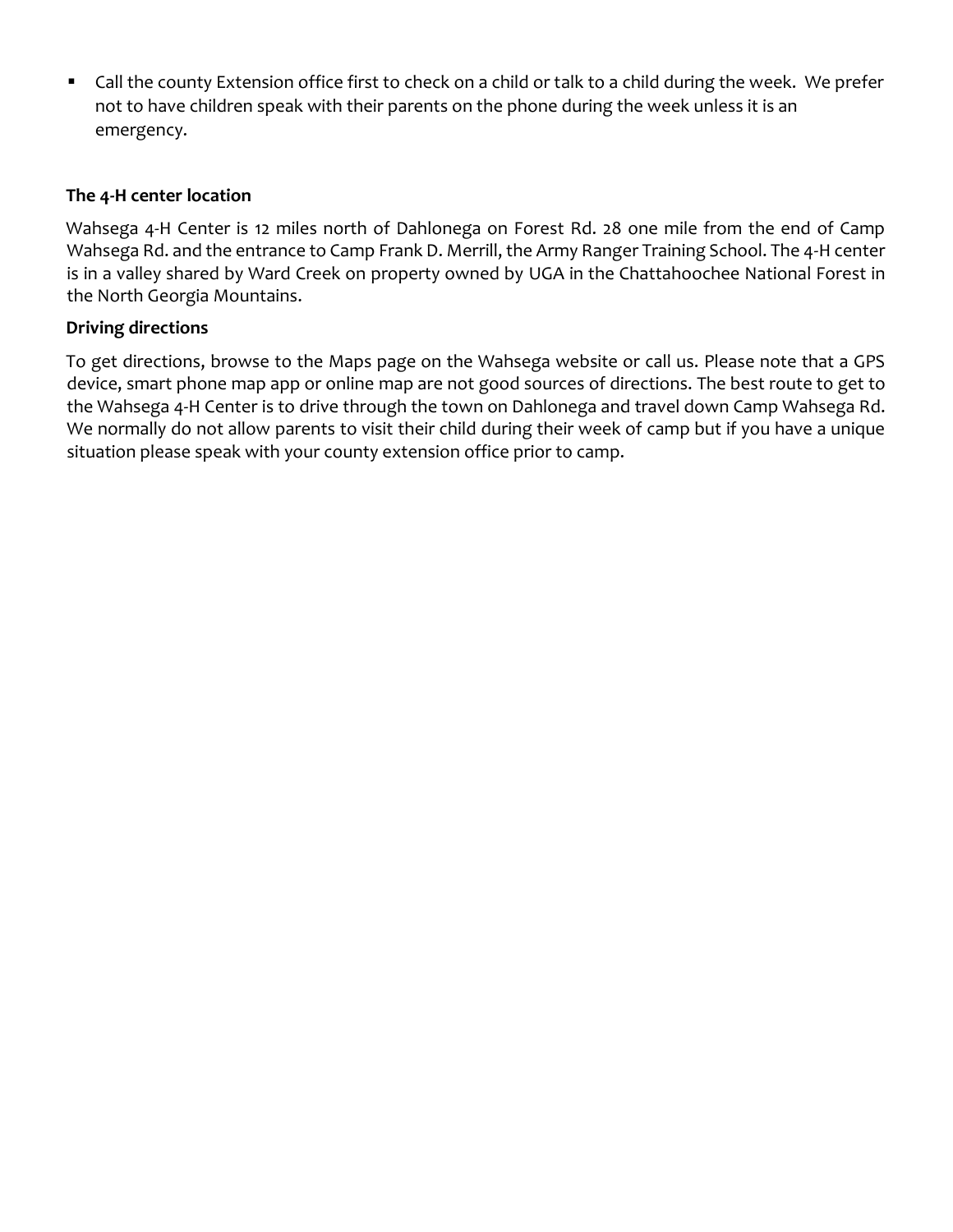- Call the county Extension office first to check on a child or talk to a child during the week. We prefer not to have children speak with their parents on the phone during the week unless it is an emergency.

**The 4-H center location**

Wahsega 4-H Center is 12 miles north of Dahlonega on Forest Rd. 28 one mile from the end of Camp Wahsega Rd. and the entrance to Camp Frank D. Merrill, the Army Ranger Training School. The 4-H center is in a valley shared by Ward Creek on property owned by UGA in the Chattahoochee National Forest in the North Georgia Mountains.

**Driving directions**

To get directions, browse to the Maps page on the Wahsega website or call us. Please note that a GPS device, smart phone map app or online map are not good sources of directions. The best route to get to the Wahsega 4-H Center is to drive through the town on Dahlonega and travel down Camp Wahsega Rd. We normally do not allow parents to visit their child during their week of camp but if you have a unique situation please speak with your county extension office prior to camp.